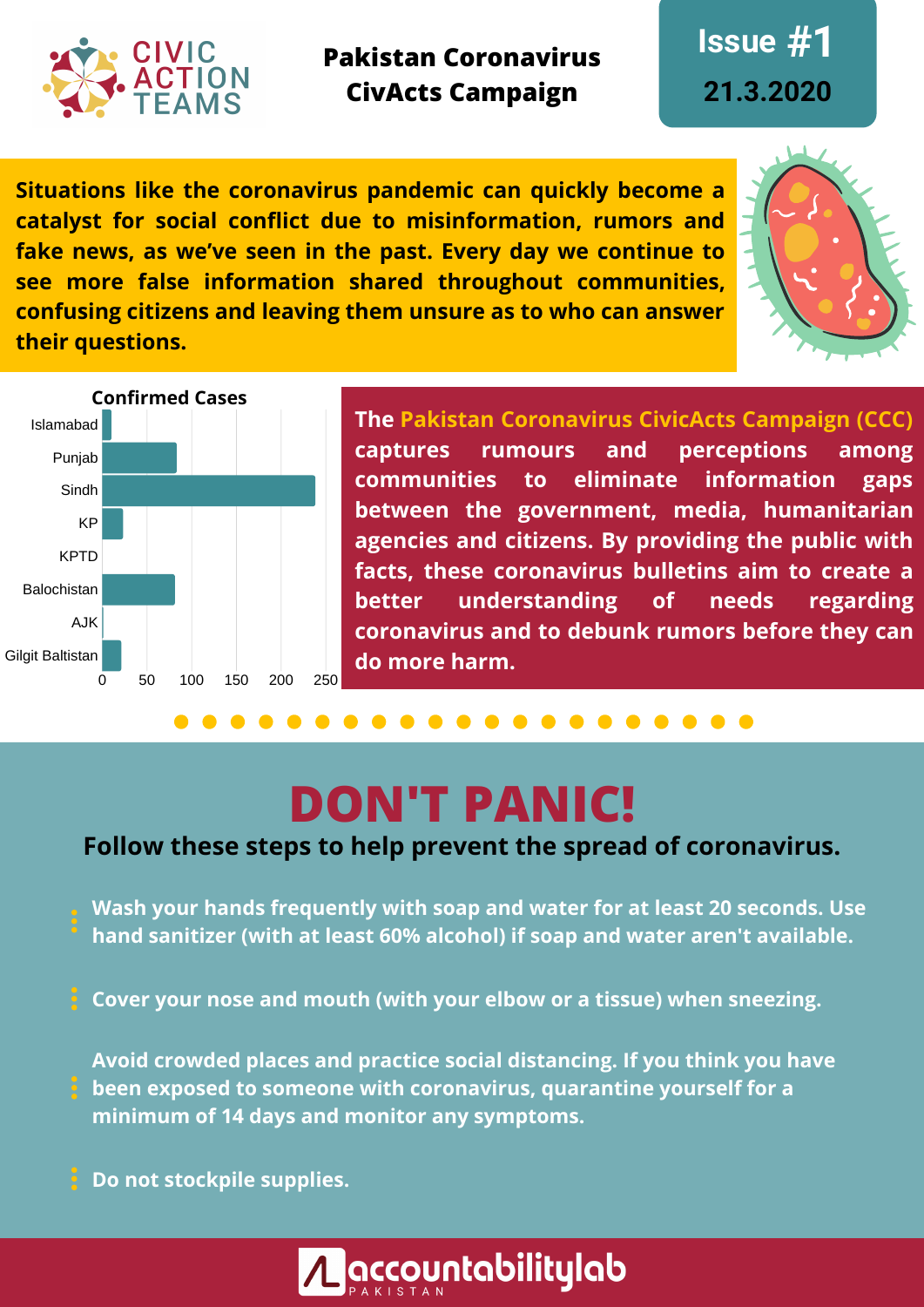CIVIC ACTION TEAMS

# Pakistan Coronavirus CivActs Campaign

**Issue #1**
**21.3.2020**

**Situations like the coronavirus pandemic can quickly become a catalyst for social conflict due to misinformation, rumors and fake news, as we've seen in the past. Every day we continue to see more false information shared throughout communities, confusing citizens and leaving them unsure as to who can answer their questions.**

**Confirmed Cases**

Islamabad
Punjab
Sindh
KP
KPTD
Balochistan
AJK
Gilgit Baltistan

0 50 100 150 200 250

**The Pakistan Coronavirus CivicActs Campaign (CCC) captures rumours and perceptions among communities to eliminate information gaps between the government, media, humanitarian agencies and citizens. By providing the public with facts, these coronavirus bulletins aim to create a better understanding of needs regarding coronavirus and to debunk rumors before they can do more harm.**

# DON'T PANIC!

**Follow these steps to help prevent the spread of coronavirus.**

- **Wash your hands frequently with soap and water for at least 20 seconds. Use hand sanitizer (with at least 60% alcohol) if soap and water aren't available.**
- **Cover your nose and mouth (with your elbow or a tissue) when sneezing.**
- **Avoid crowded places and practice social distancing. If you think you have been exposed to someone with coronavirus, quarantine yourself for a minimum of 14 days and monitor any symptoms.**
- **Do not stockpile supplies.**

accountabilitylab PAKISTAN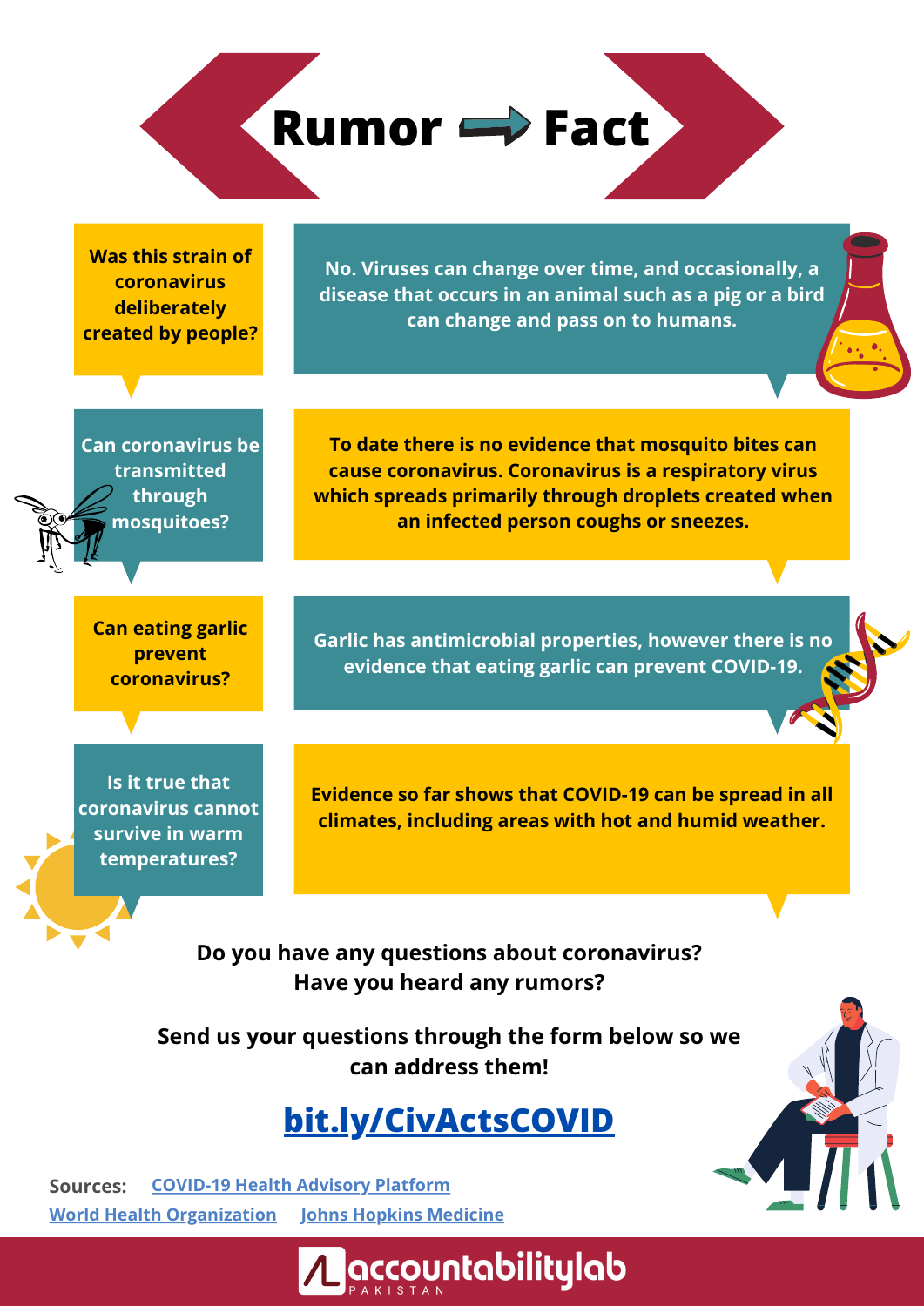# Rumor → Fact

**Was this strain of coronavirus deliberately created by people?**

No. Viruses can change over time, and occasionally, a disease that occurs in an animal such as a pig or a bird can change and pass on to humans.

**Can coronavirus be transmitted through mosquitoes?**

To date there is no evidence that mosquito bites can cause coronavirus. Coronavirus is a respiratory virus which spreads primarily through droplets created when an infected person coughs or sneezes.

**Can eating garlic prevent coronavirus?**

Garlic has antimicrobial properties, however there is no evidence that eating garlic can prevent COVID-19.

**Is it true that coronavirus cannot survive in warm temperatures?**

Evidence so far shows that COVID-19 can be spread in all climates, including areas with hot and humid weather.

**Do you have any questions about coronavirus?**
**Have you heard any rumors?**

**Send us your questions through the form below so we can address them!**

**bit.ly/CivActsCOVID**

**Sources:** COVID-19 Health Advisory Platform
World Health Organization  Johns Hopkins Medicine

accountabilitylab PAKISTAN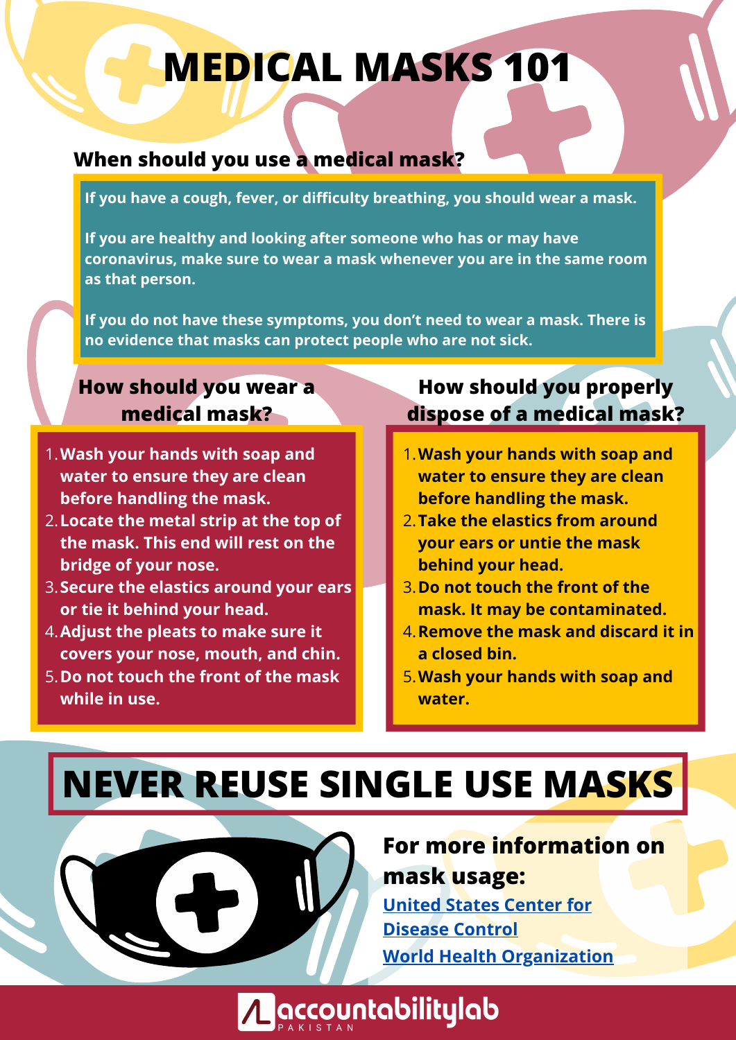# MEDICAL MASKS 101

## When should you use a medical mask?

If you have a cough, fever, or difficulty breathing, you should wear a mask.

If you are healthy and looking after someone who has or may have coronavirus, make sure to wear a mask whenever you are in the same room as that person.

If you do not have these symptoms, you don't need to wear a mask. There is no evidence that masks can protect people who are not sick.

## How should you wear a medical mask?

1. Wash your hands with soap and water to ensure they are clean before handling the mask.
2. Locate the metal strip at the top of the mask. This end will rest on the bridge of your nose.
3. Secure the elastics around your ears or tie it behind your head.
4. Adjust the pleats to make sure it covers your nose, mouth, and chin.
5. Do not touch the front of the mask while in use.

## How should you properly dispose of a medical mask?

1. Wash your hands with soap and water to ensure they are clean before handling the mask.
2. Take the elastics from around your ears or untie the mask behind your head.
3. Do not touch the front of the mask. It may be contaminated.
4. Remove the mask and discard it in a closed bin.
5. Wash your hands with soap and water.

# NEVER REUSE SINGLE USE MASKS

**For more information on mask usage:**

United States Center for Disease Control

World Health Organization

accountabilitylab PAKISTAN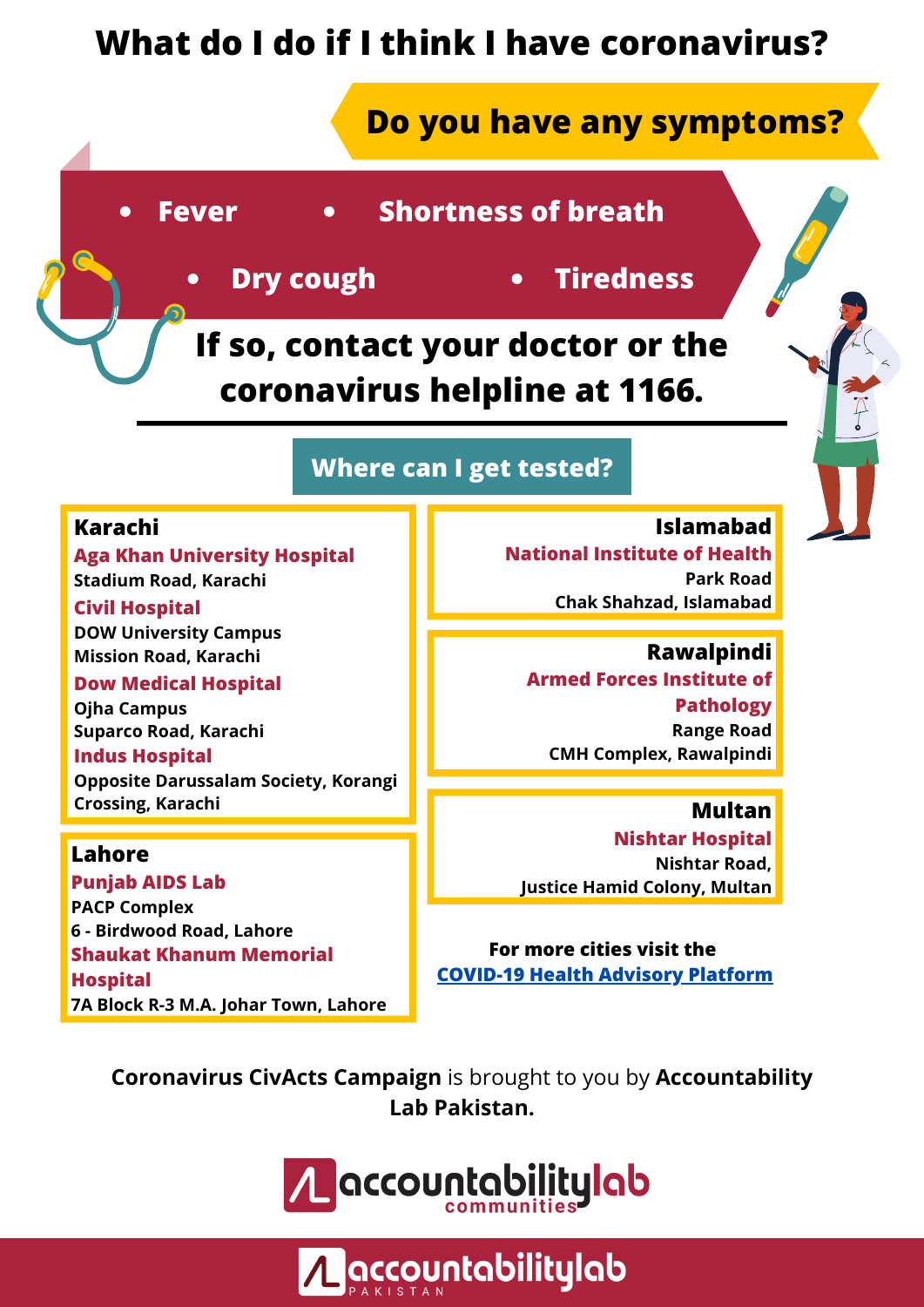# What do I do if I think I have coronavirus?

## Do you have any symptoms?

- Fever
- Shortness of breath
- Dry cough
- Tiredness

**If so, contact your doctor or the coronavirus helpline at 1166.**

## Where can I get tested?

### Karachi

**Aga Khan University Hospital**
Stadium Road, Karachi

**Civil Hospital**
DOW University Campus
Mission Road, Karachi

**Dow Medical Hospital**
Ojha Campus
Suparco Road, Karachi

**Indus Hospital**
Opposite Darussalam Society, Korangi Crossing, Karachi

### Lahore

**Punjab AIDS Lab**
PACP Complex
6 - Birdwood Road, Lahore

**Shaukat Khanum Memorial Hospital**
7A Block R-3 M.A. Johar Town, Lahore

### Islamabad

**National Institute of Health**
Park Road
Chak Shahzad, Islamabad

### Rawalpindi

**Armed Forces Institute of Pathology**
Range Road
CMH Complex, Rawalpindi

### Multan

**Nishtar Hospital**
Nishtar Road,
Justice Hamid Colony, Multan

**For more cities visit the** COVID-19 Health Advisory Platform

**Coronavirus CivActs Campaign** is brought to you by **Accountability Lab Pakistan.**

accountabilitylab communities

accountabilitylab PAKISTAN